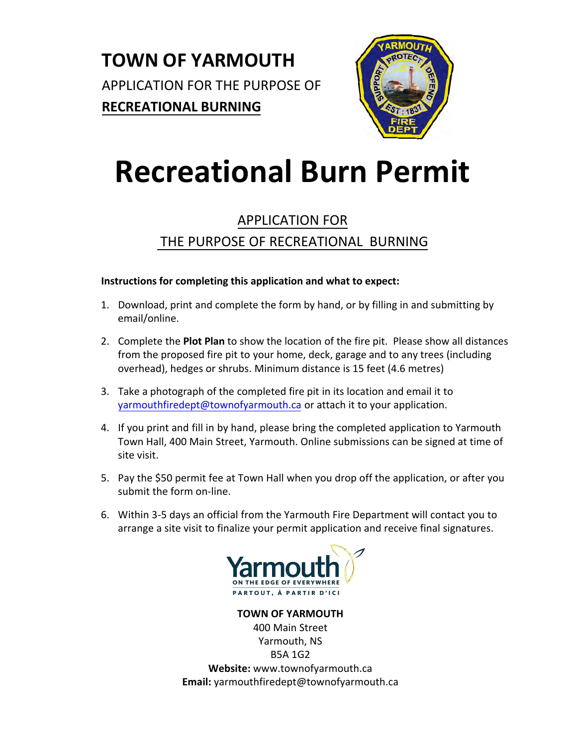# TOWN OF YARMOUTH

APPLICATION FOR THE PURPOSE OF

**RECREATIONAL BURNING**

# Recreational Burn Permit

## APPLICATION FOR THE PURPOSE OF RECREATIONAL BURNING

**Instructions for completing this application and what to expect:**

1. Download, print and complete the form by hand, or by filling in and submitting by email/online.
2. Complete the **Plot Plan** to show the location of the fire pit. Please show all distances from the proposed fire pit to your home, deck, garage and to any trees (including overhead), hedges or shrubs. Minimum distance is 15 feet (4.6 metres)
3. Take a photograph of the completed fire pit in its location and email it to yarmouthfiredept@townofyarmouth.ca or attach it to your application.
4. If you print and fill in by hand, please bring the completed application to Yarmouth Town Hall, 400 Main Street, Yarmouth. Online submissions can be signed at time of site visit.
5. Pay the $50 permit fee at Town Hall when you drop off the application, or after you submit the form on-line.
6. Within 3-5 days an official from the Yarmouth Fire Department will contact you to arrange a site visit to finalize your permit application and receive final signatures.

Yarmouth
ON THE EDGE OF EVERYWHERE
PARTOUT, À PARTIR D'ICI

**TOWN OF YARMOUTH**
400 Main Street
Yarmouth, NS
B5A 1G2
**Website:** www.townofyarmouth.ca
**Email:** yarmouthfiredept@townofyarmouth.ca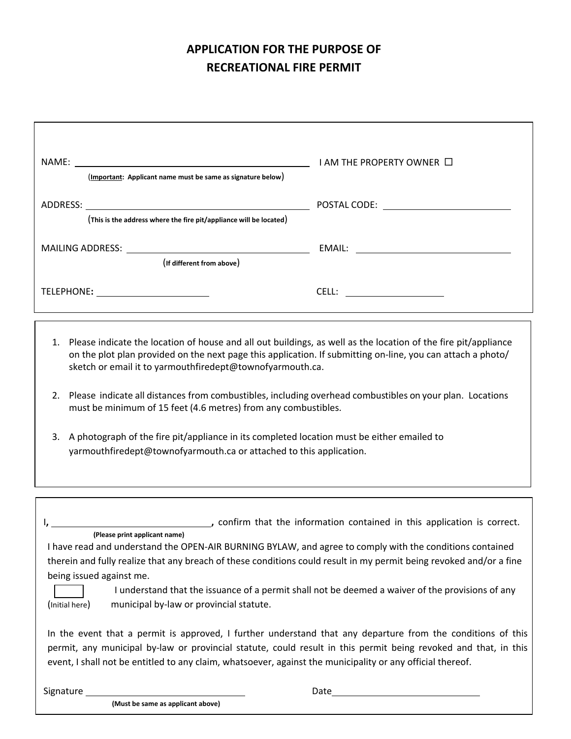# APPLICATION FOR THE PURPOSE OF RECREATIONAL FIRE PERMIT

NAME: ______________________________ I AM THE PROPERTY OWNER ☐

(**Important**: Applicant name must be same as signature below)

ADDRESS: ______________________________ POSTAL CODE: ______________

(This is the address where the fire pit/appliance will be located)

MAILING ADDRESS: ______________________________ EMAIL: ______________

(If different from above)

TELEPHONE: ______________ CELL: ______________

1. Please indicate the location of house and all out buildings, as well as the location of the fire pit/appliance on the plot plan provided on the next page this application. If submitting on-line, you can attach a photo/ sketch or email it to yarmouthfiredept@townofyarmouth.ca.
2. Please indicate all distances from combustibles, including overhead combustibles on your plan. Locations must be minimum of 15 feet (4.6 metres) from any combustibles.
3. A photograph of the fire pit/appliance in its completed location must be either emailed to yarmouthfiredept@townofyarmouth.ca or attached to this application.

I, ______________________________, confirm that the information contained in this application is correct.

**(Please print applicant name)**

I have read and understand the OPEN-AIR BURNING BYLAW, and agree to comply with the conditions contained therein and fully realize that any breach of these conditions could result in my permit being revoked and/or a fine being issued against me.

☐ (Initial here) I understand that the issuance of a permit shall not be deemed a waiver of the provisions of any municipal by-law or provincial statute.

In the event that a permit is approved, I further understand that any departure from the conditions of this permit, any municipal by-law or provincial statute, could result in this permit being revoked and that, in this event, I shall not be entitled to any claim, whatsoever, against the municipality or any official thereof.

Signature ______________________________ Date ______________

**(Must be same as applicant above)**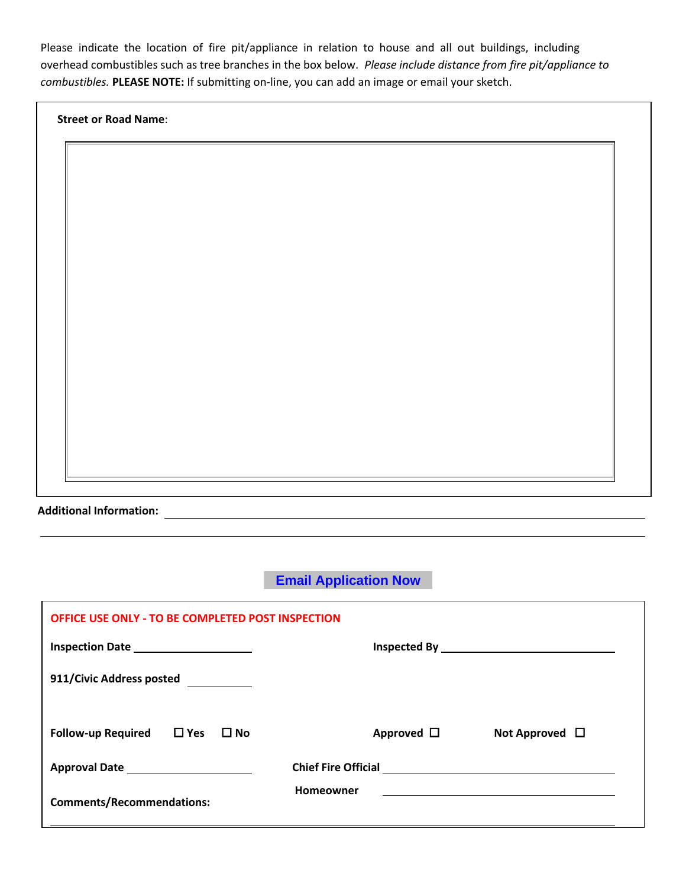Please indicate the location of fire pit/appliance in relation to house and all out buildings, including overhead combustibles such as tree branches in the box below. *Please include distance from fire pit/appliance to combustibles.* **PLEASE NOTE:** If submitting on-line, you can add an image or email your sketch.

**Street or Road Name**:

**Additional Information:** ______________________________________________

______________________________________________

Email Application Now

**OFFICE USE ONLY - TO BE COMPLETED POST INSPECTION**

**Inspection Date** ____________________ **Inspected By** ____________________

**911/Civic Address posted** __________

**Follow-up Required** ☐ **Yes** ☐ **No** **Approved** ☐ **Not Approved** ☐

**Approval Date** ____________________ **Chief Fire Official** ____________________

**Homeowner** ____________________

**Comments/Recommendations:**

______________________________________________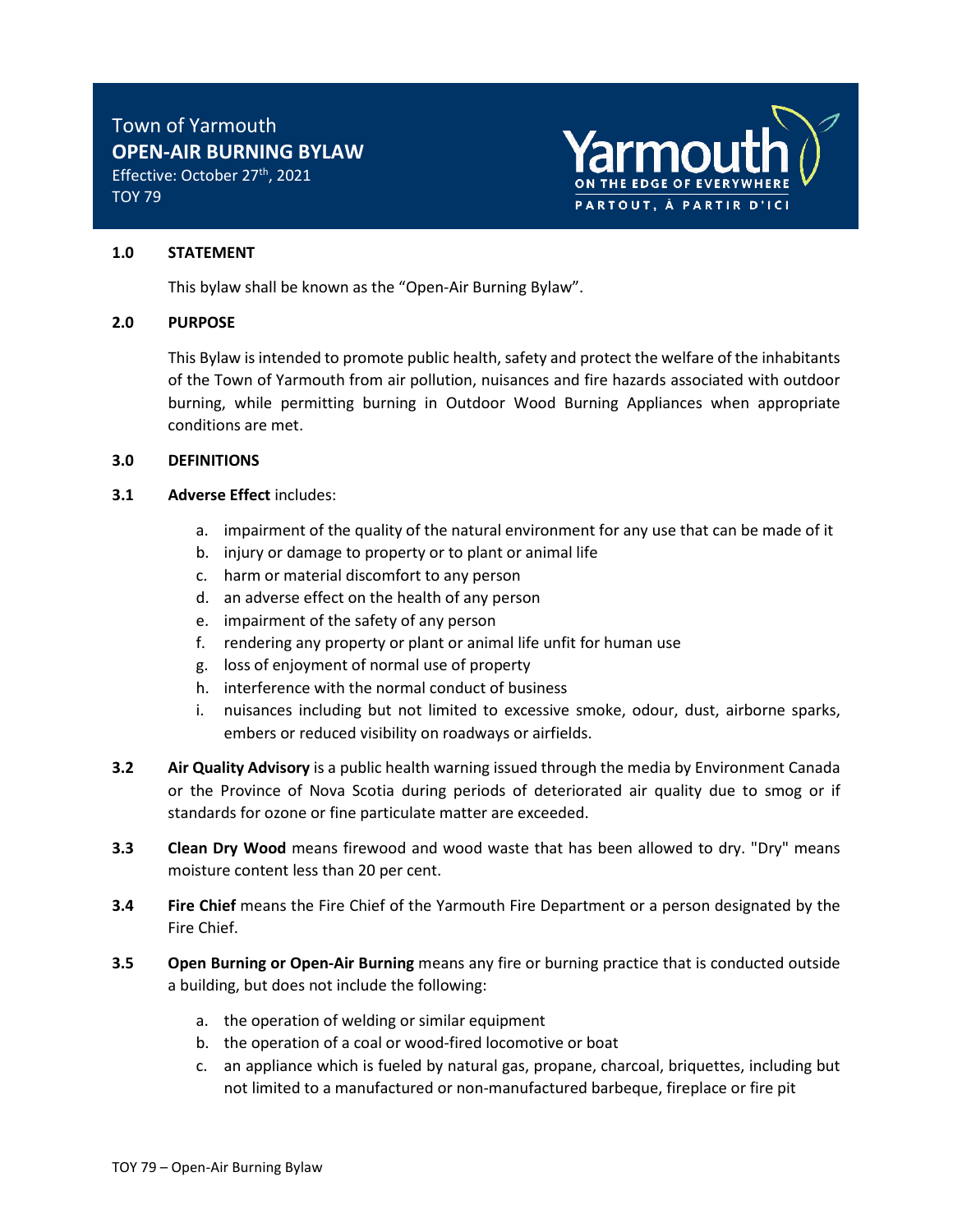Town of Yarmouth
**OPEN-AIR BURNING BYLAW**
Effective: October 27th, 2021
TOY 79

## 1.0 STATEMENT

This bylaw shall be known as the "Open-Air Burning Bylaw".

## 2.0 PURPOSE

This Bylaw is intended to promote public health, safety and protect the welfare of the inhabitants of the Town of Yarmouth from air pollution, nuisances and fire hazards associated with outdoor burning, while permitting burning in Outdoor Wood Burning Appliances when appropriate conditions are met.

## 3.0 DEFINITIONS

**3.1 Adverse Effect** includes:

a. impairment of the quality of the natural environment for any use that can be made of it
b. injury or damage to property or to plant or animal life
c. harm or material discomfort to any person
d. an adverse effect on the health of any person
e. impairment of the safety of any person
f. rendering any property or plant or animal life unfit for human use
g. loss of enjoyment of normal use of property
h. interference with the normal conduct of business
i. nuisances including but not limited to excessive smoke, odour, dust, airborne sparks, embers or reduced visibility on roadways or airfields.

**3.2 Air Quality Advisory** is a public health warning issued through the media by Environment Canada or the Province of Nova Scotia during periods of deteriorated air quality due to smog or if standards for ozone or fine particulate matter are exceeded.

**3.3 Clean Dry Wood** means firewood and wood waste that has been allowed to dry. "Dry" means moisture content less than 20 per cent.

**3.4 Fire Chief** means the Fire Chief of the Yarmouth Fire Department or a person designated by the Fire Chief.

**3.5 Open Burning or Open-Air Burning** means any fire or burning practice that is conducted outside a building, but does not include the following:

a. the operation of welding or similar equipment
b. the operation of a coal or wood-fired locomotive or boat
c. an appliance which is fueled by natural gas, propane, charcoal, briquettes, including but not limited to a manufactured or non-manufactured barbeque, fireplace or fire pit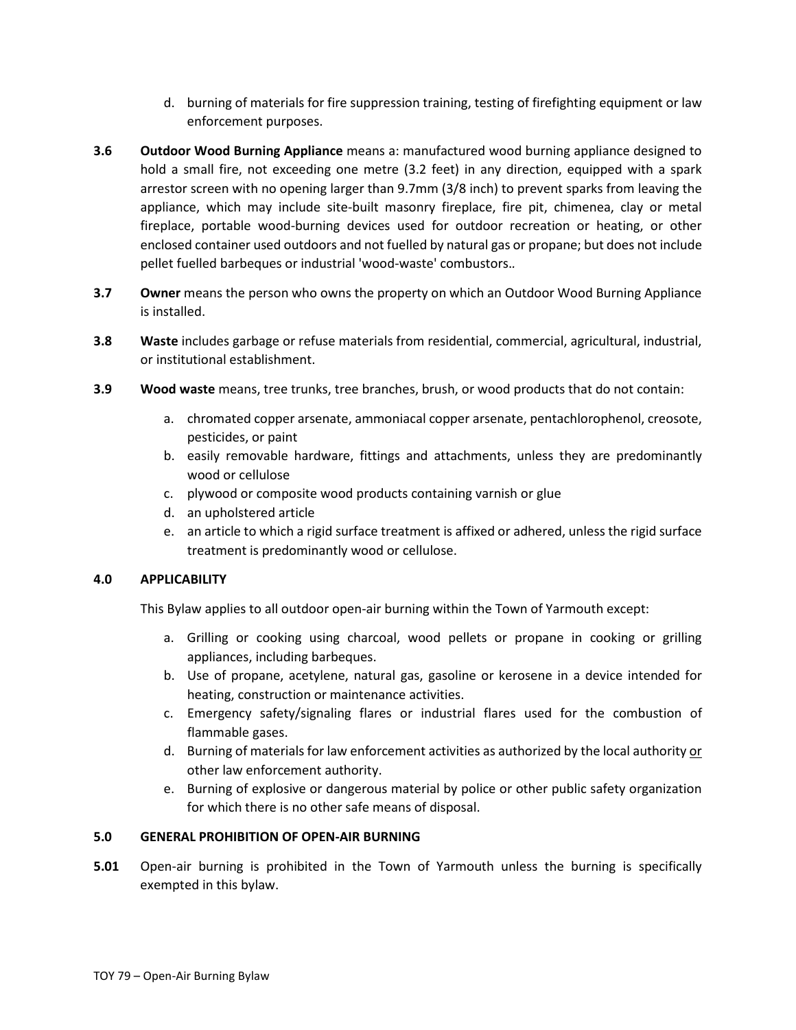d. burning of materials for fire suppression training, testing of firefighting equipment or law enforcement purposes.

**3.6** **Outdoor Wood Burning Appliance** means a: manufactured wood burning appliance designed to hold a small fire, not exceeding one metre (3.2 feet) in any direction, equipped with a spark arrestor screen with no opening larger than 9.7mm (3/8 inch) to prevent sparks from leaving the appliance, which may include site-built masonry fireplace, fire pit, chimenea, clay or metal fireplace, portable wood-burning devices used for outdoor recreation or heating, or other enclosed container used outdoors and not fuelled by natural gas or propane; but does not include pellet fuelled barbeques or industrial 'wood-waste' combustors..

**3.7** **Owner** means the person who owns the property on which an Outdoor Wood Burning Appliance is installed.

**3.8** **Waste** includes garbage or refuse materials from residential, commercial, agricultural, industrial, or institutional establishment.

**3.9** **Wood waste** means, tree trunks, tree branches, brush, or wood products that do not contain:

a. chromated copper arsenate, ammoniacal copper arsenate, pentachlorophenol, creosote, pesticides, or paint
b. easily removable hardware, fittings and attachments, unless they are predominantly wood or cellulose
c. plywood or composite wood products containing varnish or glue
d. an upholstered article
e. an article to which a rigid surface treatment is affixed or adhered, unless the rigid surface treatment is predominantly wood or cellulose.

## 4.0 APPLICABILITY

This Bylaw applies to all outdoor open-air burning within the Town of Yarmouth except:

a. Grilling or cooking using charcoal, wood pellets or propane in cooking or grilling appliances, including barbeques.
b. Use of propane, acetylene, natural gas, gasoline or kerosene in a device intended for heating, construction or maintenance activities.
c. Emergency safety/signaling flares or industrial flares used for the combustion of flammable gases.
d. Burning of materials for law enforcement activities as authorized by the local authority or other law enforcement authority.
e. Burning of explosive or dangerous material by police or other public safety organization for which there is no other safe means of disposal.

## 5.0 GENERAL PROHIBITION OF OPEN-AIR BURNING

**5.01** Open-air burning is prohibited in the Town of Yarmouth unless the burning is specifically exempted in this bylaw.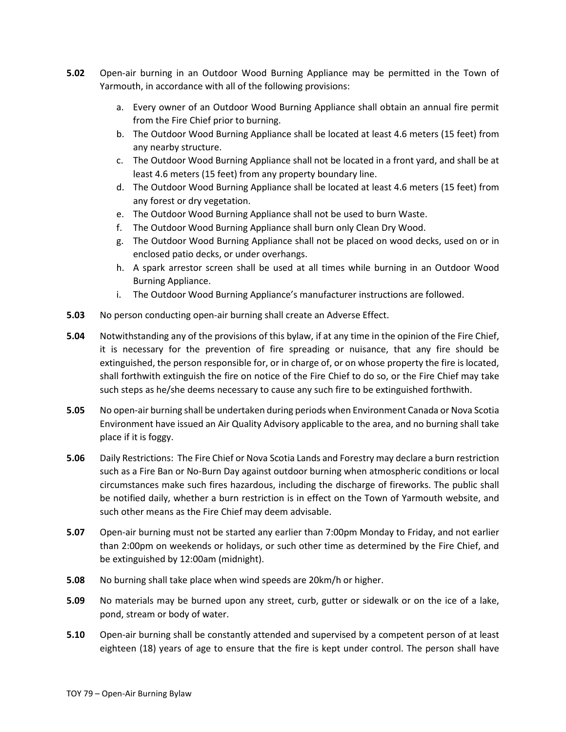**5.02** Open-air burning in an Outdoor Wood Burning Appliance may be permitted in the Town of Yarmouth, in accordance with all of the following provisions:

a. Every owner of an Outdoor Wood Burning Appliance shall obtain an annual fire permit from the Fire Chief prior to burning.
b. The Outdoor Wood Burning Appliance shall be located at least 4.6 meters (15 feet) from any nearby structure.
c. The Outdoor Wood Burning Appliance shall not be located in a front yard, and shall be at least 4.6 meters (15 feet) from any property boundary line.
d. The Outdoor Wood Burning Appliance shall be located at least 4.6 meters (15 feet) from any forest or dry vegetation.
e. The Outdoor Wood Burning Appliance shall not be used to burn Waste.
f. The Outdoor Wood Burning Appliance shall burn only Clean Dry Wood.
g. The Outdoor Wood Burning Appliance shall not be placed on wood decks, used on or in enclosed patio decks, or under overhangs.
h. A spark arrestor screen shall be used at all times while burning in an Outdoor Wood Burning Appliance.
i. The Outdoor Wood Burning Appliance's manufacturer instructions are followed.

**5.03** No person conducting open-air burning shall create an Adverse Effect.

**5.04** Notwithstanding any of the provisions of this bylaw, if at any time in the opinion of the Fire Chief, it is necessary for the prevention of fire spreading or nuisance, that any fire should be extinguished, the person responsible for, or in charge of, or on whose property the fire is located, shall forthwith extinguish the fire on notice of the Fire Chief to do so, or the Fire Chief may take such steps as he/she deems necessary to cause any such fire to be extinguished forthwith.

**5.05** No open-air burning shall be undertaken during periods when Environment Canada or Nova Scotia Environment have issued an Air Quality Advisory applicable to the area, and no burning shall take place if it is foggy.

**5.06** Daily Restrictions: The Fire Chief or Nova Scotia Lands and Forestry may declare a burn restriction such as a Fire Ban or No-Burn Day against outdoor burning when atmospheric conditions or local circumstances make such fires hazardous, including the discharge of fireworks. The public shall be notified daily, whether a burn restriction is in effect on the Town of Yarmouth website, and such other means as the Fire Chief may deem advisable.

**5.07** Open-air burning must not be started any earlier than 7:00pm Monday to Friday, and not earlier than 2:00pm on weekends or holidays, or such other time as determined by the Fire Chief, and be extinguished by 12:00am (midnight).

**5.08** No burning shall take place when wind speeds are 20km/h or higher.

**5.09** No materials may be burned upon any street, curb, gutter or sidewalk or on the ice of a lake, pond, stream or body of water.

**5.10** Open-air burning shall be constantly attended and supervised by a competent person of at least eighteen (18) years of age to ensure that the fire is kept under control. The person shall have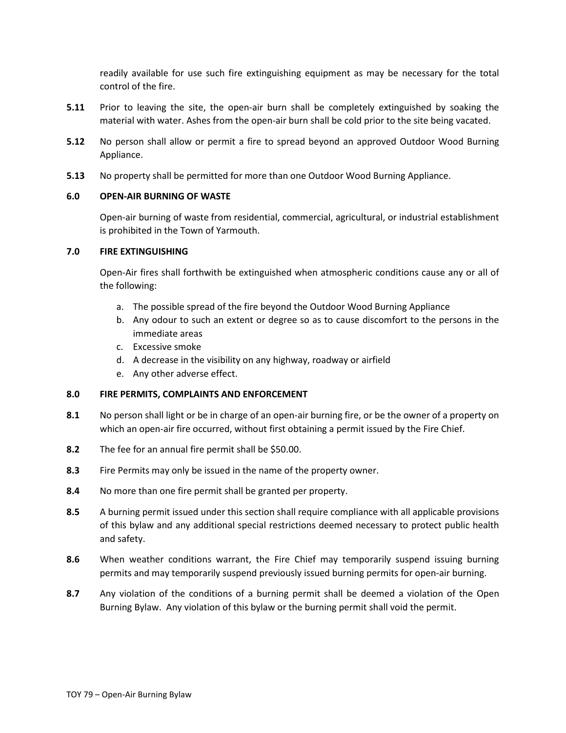readily available for use such fire extinguishing equipment as may be necessary for the total control of the fire.

**5.11** Prior to leaving the site, the open-air burn shall be completely extinguished by soaking the material with water. Ashes from the open-air burn shall be cold prior to the site being vacated.

**5.12** No person shall allow or permit a fire to spread beyond an approved Outdoor Wood Burning Appliance.

**5.13** No property shall be permitted for more than one Outdoor Wood Burning Appliance.

### 6.0 OPEN-AIR BURNING OF WASTE

Open-air burning of waste from residential, commercial, agricultural, or industrial establishment is prohibited in the Town of Yarmouth.

### 7.0 FIRE EXTINGUISHING

Open-Air fires shall forthwith be extinguished when atmospheric conditions cause any or all of the following:

a. The possible spread of the fire beyond the Outdoor Wood Burning Appliance
b. Any odour to such an extent or degree so as to cause discomfort to the persons in the immediate areas
c. Excessive smoke
d. A decrease in the visibility on any highway, roadway or airfield
e. Any other adverse effect.

### 8.0 FIRE PERMITS, COMPLAINTS AND ENFORCEMENT

**8.1** No person shall light or be in charge of an open-air burning fire, or be the owner of a property on which an open-air fire occurred, without first obtaining a permit issued by the Fire Chief.

**8.2** The fee for an annual fire permit shall be $50.00.

**8.3** Fire Permits may only be issued in the name of the property owner.

**8.4** No more than one fire permit shall be granted per property.

**8.5** A burning permit issued under this section shall require compliance with all applicable provisions of this bylaw and any additional special restrictions deemed necessary to protect public health and safety.

**8.6** When weather conditions warrant, the Fire Chief may temporarily suspend issuing burning permits and may temporarily suspend previously issued burning permits for open-air burning.

**8.7** Any violation of the conditions of a burning permit shall be deemed a violation of the Open Burning Bylaw. Any violation of this bylaw or the burning permit shall void the permit.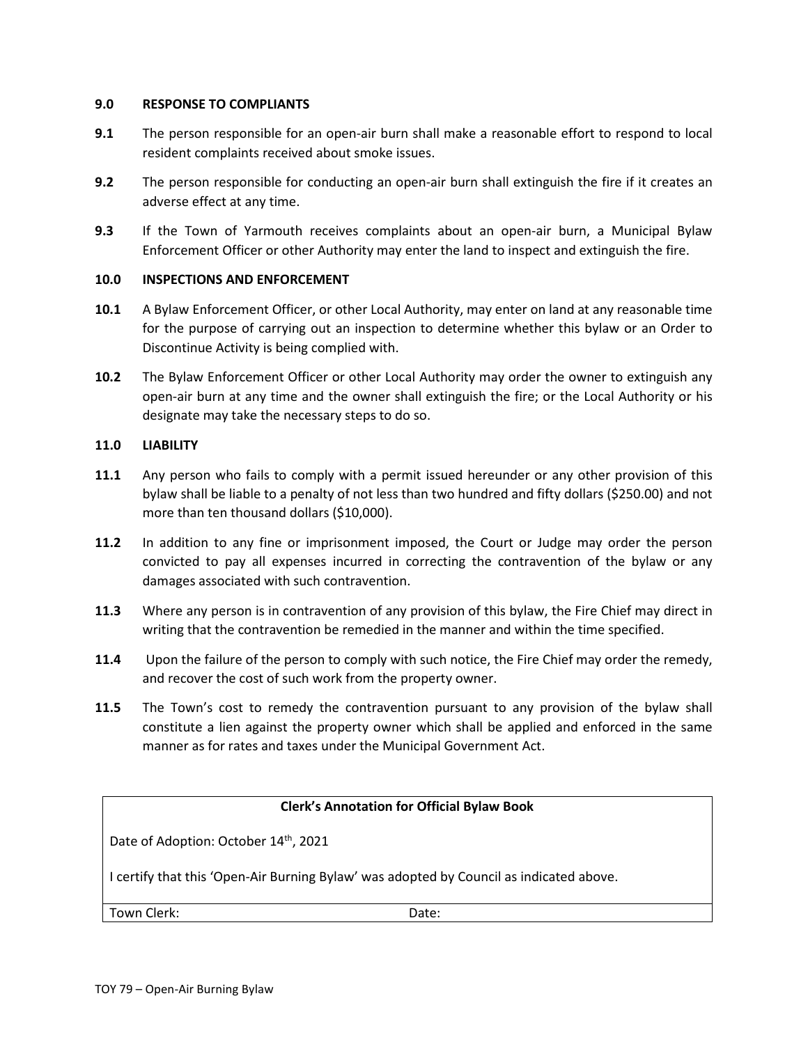**9.0 RESPONSE TO COMPLIANTS**

**9.1** The person responsible for an open-air burn shall make a reasonable effort to respond to local resident complaints received about smoke issues.

**9.2** The person responsible for conducting an open-air burn shall extinguish the fire if it creates an adverse effect at any time.

**9.3** If the Town of Yarmouth receives complaints about an open-air burn, a Municipal Bylaw Enforcement Officer or other Authority may enter the land to inspect and extinguish the fire.

**10.0 INSPECTIONS AND ENFORCEMENT**

**10.1** A Bylaw Enforcement Officer, or other Local Authority, may enter on land at any reasonable time for the purpose of carrying out an inspection to determine whether this bylaw or an Order to Discontinue Activity is being complied with.

**10.2** The Bylaw Enforcement Officer or other Local Authority may order the owner to extinguish any open-air burn at any time and the owner shall extinguish the fire; or the Local Authority or his designate may take the necessary steps to do so.

**11.0 LIABILITY**

**11.1** Any person who fails to comply with a permit issued hereunder or any other provision of this bylaw shall be liable to a penalty of not less than two hundred and fifty dollars ($250.00) and not more than ten thousand dollars ($10,000).

**11.2** In addition to any fine or imprisonment imposed, the Court or Judge may order the person convicted to pay all expenses incurred in correcting the contravention of the bylaw or any damages associated with such contravention.

**11.3** Where any person is in contravention of any provision of this bylaw, the Fire Chief may direct in writing that the contravention be remedied in the manner and within the time specified.

**11.4** Upon the failure of the person to comply with such notice, the Fire Chief may order the remedy, and recover the cost of such work from the property owner.

**11.5** The Town's cost to remedy the contravention pursuant to any provision of the bylaw shall constitute a lien against the property owner which shall be applied and enforced in the same manner as for rates and taxes under the Municipal Government Act.

| **Clerk's Annotation for Official Bylaw Book** | |
|---|---|
| Date of Adoption: October 14th, 2021 | |
| I certify that this 'Open-Air Burning Bylaw' was adopted by Council as indicated above. | |
| Town Clerk: | Date: |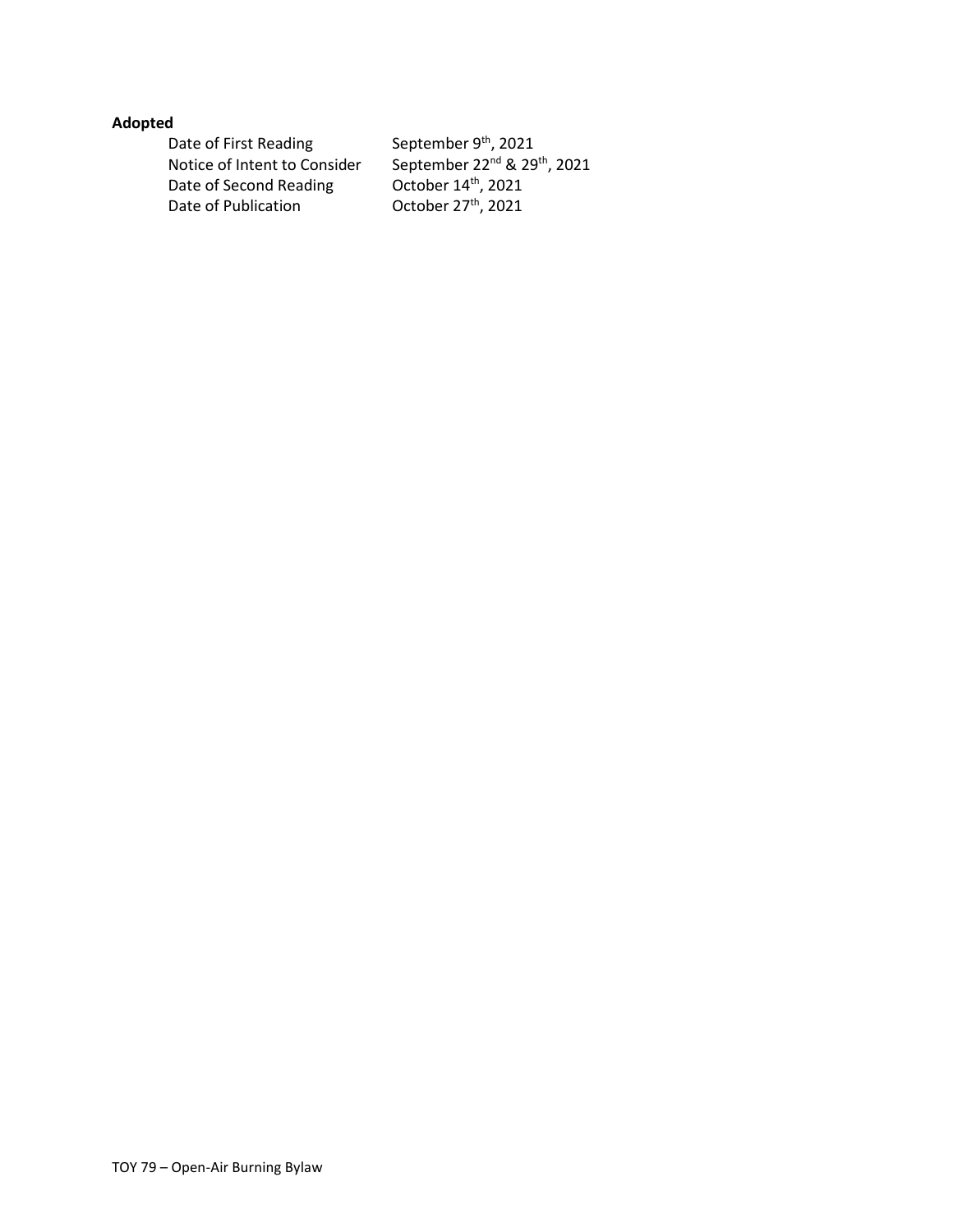**Adopted**

| | |
|---|---|
| Date of First Reading | September 9th, 2021 |
| Notice of Intent to Consider | September 22nd & 29th, 2021 |
| Date of Second Reading | October 14th, 2021 |
| Date of Publication | October 27th, 2021 |